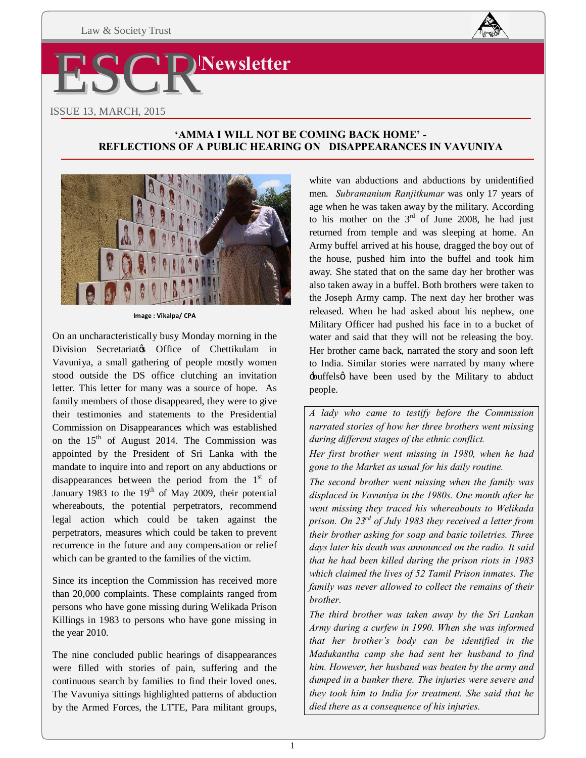Law & Society Trust

# ESCR Newsletter

ISSUE 13, MARCH, 2015

## 'AMMA I WILL NOT BE COMING BACK HOME' - REFLECTIONS OF A PUBLIC HEARING ON DISAPPEARANCES IN VAVUNIYA

**Image : Vikalpa/ CPA**

On an uncharacteristically busy Monday morning in the Division Secretariat's Office of Chettikulam in Vavuniya, a small gathering of people mostly women stood outside the DS office clutching an invitation letter. This letter for many was a source of hope. As family members of those disappeared, they were to give their testimonies and statements to the Presidential Commission on Disappearances which was established on the 15th of August 2014. The Commission was appointed by the President of Sri Lanka with the mandate to inquire into and report on any abductions or disappearances between the period from the 1st of January 1983 to the 19th of May 2009, their potential whereabouts, the potential perpetrators, recommend legal action which could be taken against the perpetrators, measures which could be taken to prevent recurrence in the future and any compensation or relief which can be granted to the families of the victim.

Since its inception the Commission has received more than 20,000 complaints. These complaints ranged from persons who have gone missing during Welikada Prison Killings in 1983 to persons who have gone missing in the year 2010.

The nine concluded public hearings of disappearances were filled with stories of pain, suffering and the continuous search by families to find their loved ones. The Vavuniya sittings highlighted patterns of abduction by the Armed Forces, the LTTE, Para militant groups, white van abductions and abductions by unidentified men. *Subramanium Ranjitkumar* was only 17 years of age when he was taken away by the military. According to his mother on the 3rd of June 2008, he had just returned from temple and was sleeping at home. An Army buffel arrived at his house, dragged the boy out of the house, pushed him into the buffel and took him away. She stated that on the same day her brother was also taken away in a buffel. Both brothers were taken to the Joseph Army camp. The next day her brother was released. When he had asked about his nephew, one Military Officer had pushed his face in to a bucket of water and said that they will not be releasing the boy. Her brother came back, narrated the story and soon left to India. Similar stories were narrated by many where 'buffels' have been used by the Military to abduct people.

> *A lady who came to testify before the Commission narrated stories of how her three brothers went missing during different stages of the ethnic conflict.*
>
> *Her first brother went missing in 1980, when he had gone to the Market as usual for his daily routine.*
>
> *The second brother went missing when the family was displaced in Vavuniya in the 1980s. One month after he went missing they traced his whereabouts to Welikada prison. On 23rd of July 1983 they received a letter from their brother asking for soap and basic toiletries. Three days later his death was announced on the radio. It said that he had been killed during the prison riots in 1983 which claimed the lives of 52 Tamil Prison inmates. The family was never allowed to collect the remains of their brother.*
>
> *The third brother was taken away by the Sri Lankan Army during a curfew in 1990. When she was informed that her brother's body can be identified in the Madukantha camp she had sent her husband to find him. However, her husband was beaten by the army and dumped in a bunker there. The injuries were severe and they took him to India for treatment. She said that he died there as a consequence of his injuries.*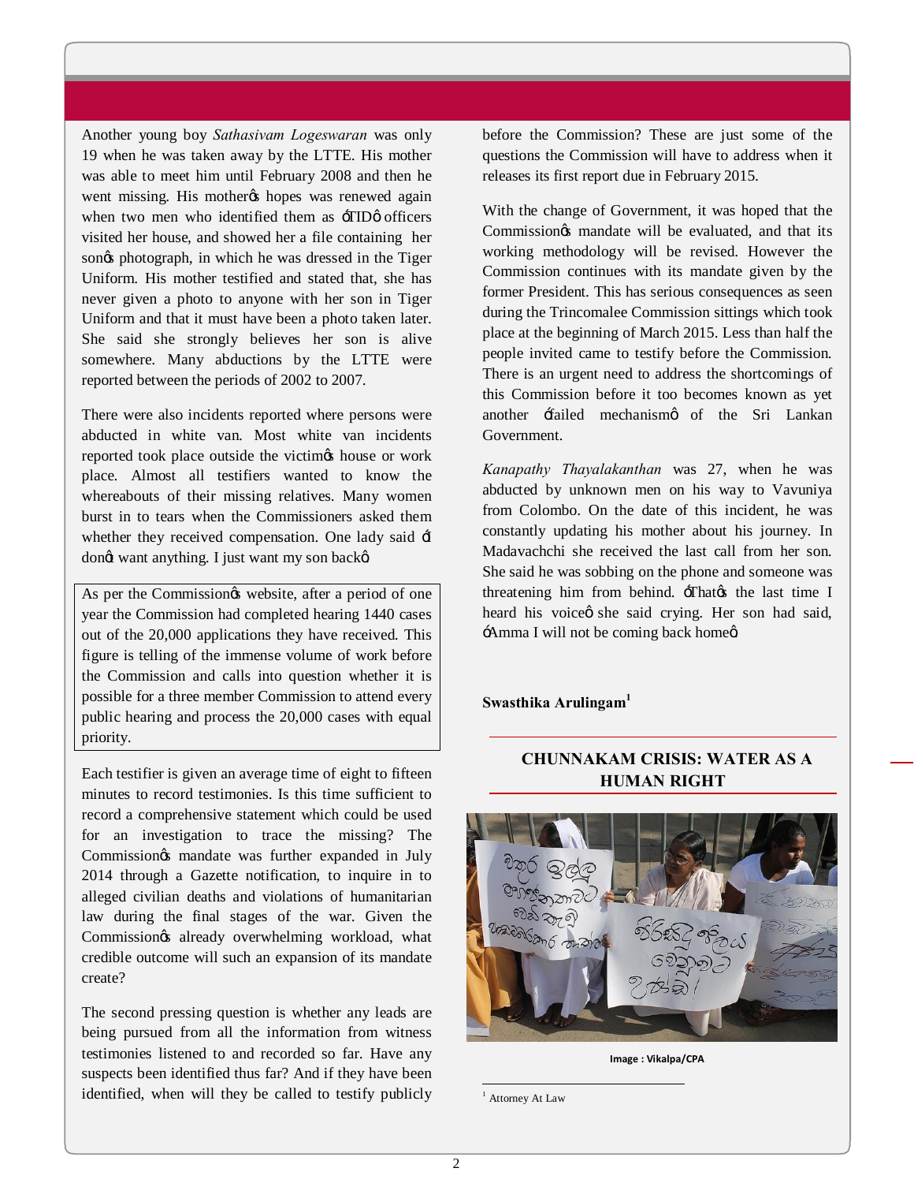Another young boy *Sathasivam Logeswaran* was only 19 when he was taken away by the LTTE. His mother was able to meet him until February 2008 and then he went missing. His mother's hopes was renewed again when two men who identified them as 'TID' officers visited her house, and showed her a file containing her son's photograph, in which he was dressed in the Tiger Uniform. His mother testified and stated that, she has never given a photo to anyone with her son in Tiger Uniform and that it must have been a photo taken later. She said she strongly believes her son is alive somewhere. Many abductions by the LTTE were reported between the periods of 2002 to 2007.

There were also incidents reported where persons were abducted in white van. Most white van incidents reported took place outside the victim's house or work place. Almost all testifiers wanted to know the whereabouts of their missing relatives. Many women burst in to tears when the Commissioners asked them whether they received compensation. One lady said 'I don't want anything. I just want my son back'.

As per the Commission's website, after a period of one year the Commission had completed hearing 1440 cases out of the 20,000 applications they have received. This figure is telling of the immense volume of work before the Commission and calls into question whether it is possible for a three member Commission to attend every public hearing and process the 20,000 cases with equal priority.

Each testifier is given an average time of eight to fifteen minutes to record testimonies. Is this time sufficient to record a comprehensive statement which could be used for an investigation to trace the missing? The Commission's mandate was further expanded in July 2014 through a Gazette notification, to inquire in to alleged civilian deaths and violations of humanitarian law during the final stages of the war. Given the Commission's already overwhelming workload, what credible outcome will such an expansion of its mandate create?

The second pressing question is whether any leads are being pursued from all the information from witness testimonies listened to and recorded so far. Have any suspects been identified thus far? And if they have been identified, when will they be called to testify publicly before the Commission? These are just some of the questions the Commission will have to address when it releases its first report due in February 2015.

With the change of Government, it was hoped that the Commission's mandate will be evaluated, and that its working methodology will be revised. However the Commission continues with its mandate given by the former President. This has serious consequences as seen during the Trincomalee Commission sittings which took place at the beginning of March 2015. Less than half the people invited came to testify before the Commission. There is an urgent need to address the shortcomings of this Commission before it too becomes known as yet another 'failed mechanism' of the Sri Lankan Government.

*Kanapathy Thayalakanthan* was 27, when he was abducted by unknown men on his way to Vavuniya from Colombo. On the date of this incident, he was constantly updating his mother about his journey. In Madavachchi she received the last call from her son. She said he was sobbing on the phone and someone was threatening him from behind. 'That's the last time I heard his voice' she said crying. Her son had said, 'Amma I will not be coming back home'.

**Swasthika Arulingam**[1]

## CHUNNAKAM CRISIS: WATER AS A HUMAN RIGHT

Image : Vikalpa/CPA

[1] Attorney At Law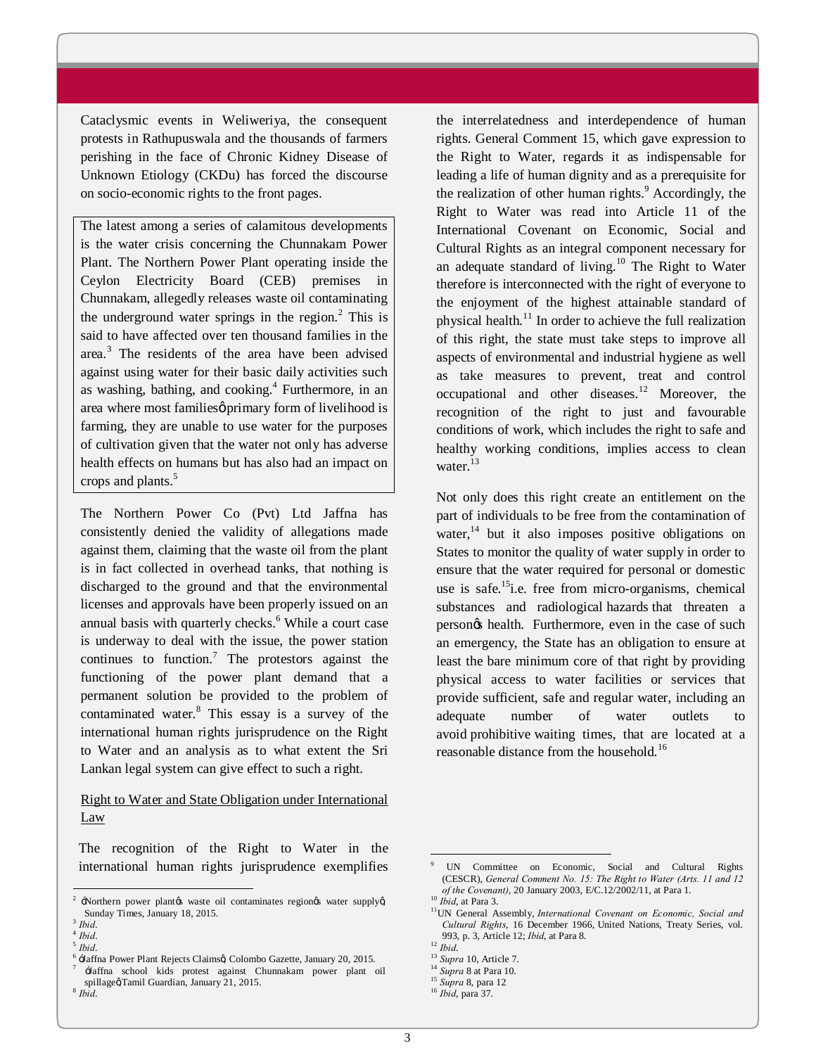Cataclysmic events in Weliweriya, the consequent protests in Rathupuswala and the thousands of farmers perishing in the face of Chronic Kidney Disease of Unknown Etiology (CKDu) has forced the discourse on socio-economic rights to the front pages.

The latest among a series of calamitous developments is the water crisis concerning the Chunnakam Power Plant. The Northern Power Plant operating inside the Ceylon Electricity Board (CEB) premises in Chunnakam, allegedly releases waste oil contaminating the underground water springs in the region.[2] This is said to have affected over ten thousand families in the area.[3] The residents of the area have been advised against using water for their basic daily activities such as washing, bathing, and cooking.[4] Furthermore, in an area where most families' primary form of livelihood is farming, they are unable to use water for the purposes of cultivation given that the water not only has adverse health effects on humans but has also had an impact on crops and plants.[5]

The Northern Power Co (Pvt) Ltd Jaffna has consistently denied the validity of allegations made against them, claiming that the waste oil from the plant is in fact collected in overhead tanks, that nothing is discharged to the ground and that the environmental licenses and approvals have been properly issued on an annual basis with quarterly checks.[6] While a court case is underway to deal with the issue, the power station continues to function.[7] The protestors against the functioning of the power plant demand that a permanent solution be provided to the problem of contaminated water.[8] This essay is a survey of the international human rights jurisprudence on the Right to Water and an analysis as to what extent the Sri Lankan legal system can give effect to such a right.

## Right to Water and State Obligation under International Law

The recognition of the Right to Water in the international human rights jurisprudence exemplifies the interrelatedness and interdependence of human rights. General Comment 15, which gave expression to the Right to Water, regards it as indispensable for leading a life of human dignity and as a prerequisite for the realization of other human rights.[9] Accordingly, the Right to Water was read into Article 11 of the International Covenant on Economic, Social and Cultural Rights as an integral component necessary for an adequate standard of living.[10] The Right to Water therefore is interconnected with the right of everyone to the enjoyment of the highest attainable standard of physical health.[11] In order to achieve the full realization of this right, the state must take steps to improve all aspects of environmental and industrial hygiene as well as take measures to prevent, treat and control occupational and other diseases.[12] Moreover, the recognition of the right to just and favourable conditions of work, which includes the right to safe and healthy working conditions, implies access to clean water.[13]

Not only does this right create an entitlement on the part of individuals to be free from the contamination of water,[14] but it also imposes positive obligations on States to monitor the quality of water supply in order to ensure that the water required for personal or domestic use is safe.[15] i.e. free from micro-organisms, chemical substances and radiological hazards that threaten a person's health. Furthermore, even in the case of such an emergency, the State has an obligation to ensure at least the bare minimum core of that right by providing physical access to water facilities or services that provide sufficient, safe and regular water, including an adequate number of water outlets to avoid prohibitive waiting times, that are located at a reasonable distance from the household.[16]

---

[2] 'Northern power plant's waste oil contaminates region's water supply' Sunday Times, January 18, 2015.
[3] *Ibid*.
[4] *Ibid*.
[5] *Ibid*.
[6] 'Jaffna Power Plant Rejects Claims' Colombo Gazette, January 20, 2015.
[7] 'Jaffna school kids protest against Chunnakam power plant oil spillage' Tamil Guardian, January 21, 2015.
[8] *Ibid*.
[9] UN Committee on Economic, Social and Cultural Rights (CESCR), *General Comment No. 15: The Right to Water (Arts. 11 and 12 of the Covenant)*, 20 January 2003, E/C.12/2002/11, at Para 1.
[10] *Ibid*, at Para 3.
[11] UN General Assembly, *International Covenant on Economic, Social and Cultural Rights*, 16 December 1966, United Nations, Treaty Series, vol. 993, p. 3, Article 12; *Ibid*, at Para 8.
[12] *Ibid*.
[13] *Supra* 10, Article 7.
[14] *Supra* 8 at Para 10.
[15] *Supra* 8, para 12
[16] *Ibid*, para 37.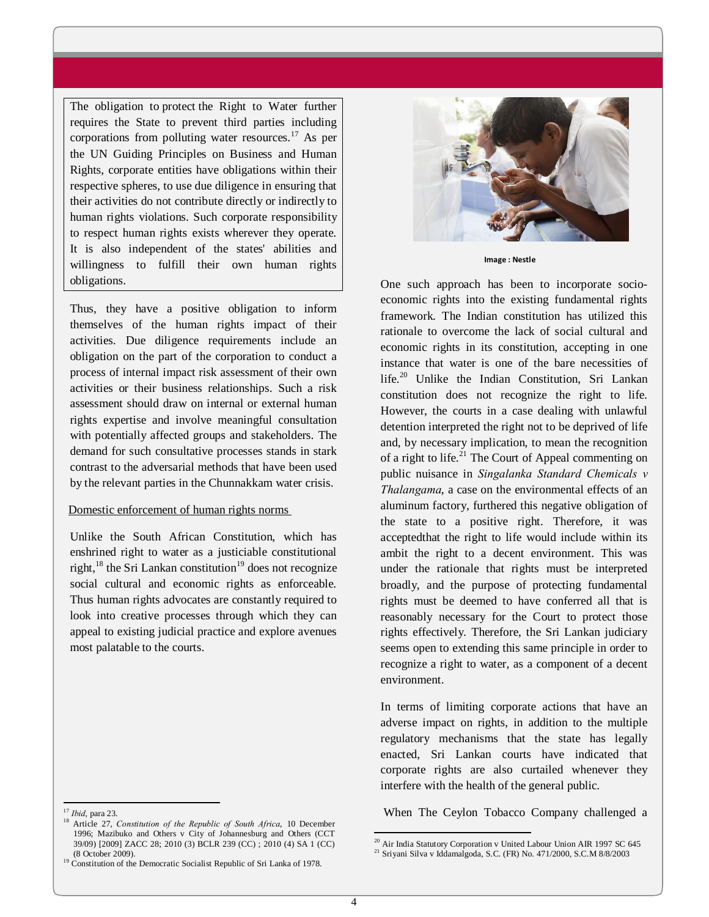The obligation to protect the Right to Water further requires the State to prevent third parties including corporations from polluting water resources.[17] As per the UN Guiding Principles on Business and Human Rights, corporate entities have obligations within their respective spheres, to use due diligence in ensuring that their activities do not contribute directly or indirectly to human rights violations. Such corporate responsibility to respect human rights exists wherever they operate. It is also independent of the states' abilities and willingness to fulfill their own human rights obligations.

Thus, they have a positive obligation to inform themselves of the human rights impact of their activities. Due diligence requirements include an obligation on the part of the corporation to conduct a process of internal impact risk assessment of their own activities or their business relationships. Such a risk assessment should draw on internal or external human rights expertise and involve meaningful consultation with potentially affected groups and stakeholders. The demand for such consultative processes stands in stark contrast to the adversarial methods that have been used by the relevant parties in the Chunnakkam water crisis.

Domestic enforcement of human rights norms

Unlike the South African Constitution, which has enshrined right to water as a justiciable constitutional right,[18] the Sri Lankan constitution[19] does not recognize social cultural and economic rights as enforceable. Thus human rights advocates are constantly required to look into creative processes through which they can appeal to existing judicial practice and explore avenues most palatable to the courts.

Image : Nestle

One such approach has been to incorporate socio-economic rights into the existing fundamental rights framework. The Indian constitution has utilized this rationale to overcome the lack of social cultural and economic rights in its constitution, accepting in one instance that water is one of the bare necessities of life.[20] Unlike the Indian Constitution, Sri Lankan constitution does not recognize the right to life. However, the courts in a case dealing with unlawful detention interpreted the right not to be deprived of life and, by necessary implication, to mean the recognition of a right to life.[21] The Court of Appeal commenting on public nuisance in *Singalanka Standard Chemicals v Thalangama*, a case on the environmental effects of an aluminum factory, furthered this negative obligation of the state to a positive right. Therefore, it was acceptedthat the right to life would include within its ambit the right to a decent environment. This was under the rationale that rights must be interpreted broadly, and the purpose of protecting fundamental rights must be deemed to have conferred all that is reasonably necessary for the Court to protect those rights effectively. Therefore, the Sri Lankan judiciary seems open to extending this same principle in order to recognize a right to water, as a component of a decent environment.

In terms of limiting corporate actions that have an adverse impact on rights, in addition to the multiple regulatory mechanisms that the state has legally enacted, Sri Lankan courts have indicated that corporate rights are also curtailed whenever they interfere with the health of the general public.

When The Ceylon Tobacco Company challenged a

---

[17] *Ibid*, para 23.

[18] Article 27, *Constitution of the Republic of South Africa*, 10 December 1996; Mazibuko and Others v City of Johannesburg and Others (CCT 39/09) [2009] ZACC 28; 2010 (3) BCLR 239 (CC) ; 2010 (4) SA 1 (CC) (8 October 2009).

[19] Constitution of the Democratic Socialist Republic of Sri Lanka of 1978.

[20] Air India Statutory Corporation v United Labour Union AIR 1997 SC 645

[21] Sriyani Silva v Iddamalgoda, S.C. (FR) No. 471/2000, S.C.M 8/8/2003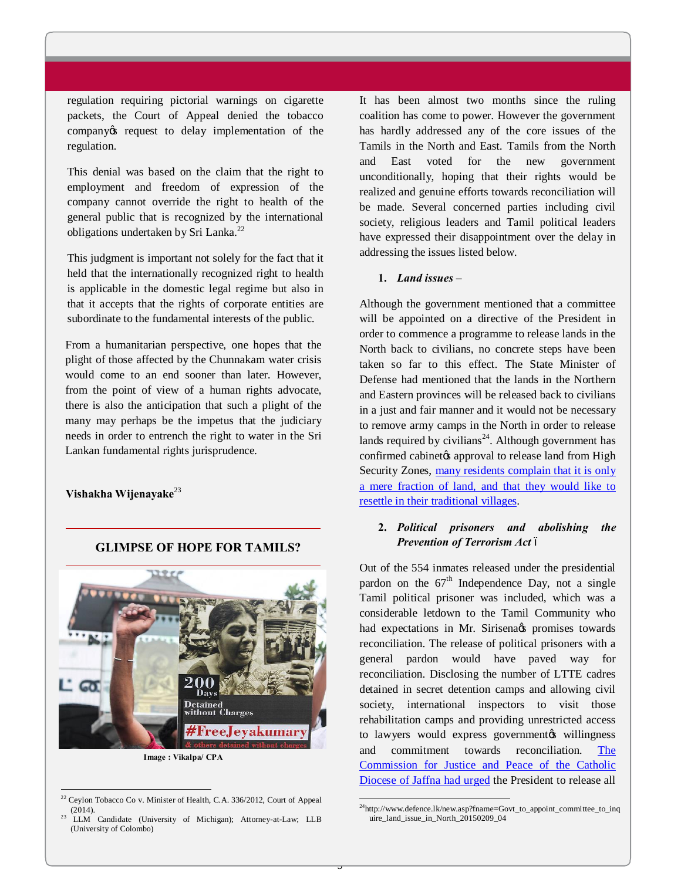regulation requiring pictorial warnings on cigarette packets, the Court of Appeal denied the tobacco company's request to delay implementation of the regulation.

This denial was based on the claim that the right to employment and freedom of expression of the company cannot override the right to health of the general public that is recognized by the international obligations undertaken by Sri Lanka.[22]

This judgment is important not solely for the fact that it held that the internationally recognized right to health is applicable in the domestic legal regime but also in that it accepts that the rights of corporate entities are subordinate to the fundamental interests of the public.

From a humanitarian perspective, one hopes that the plight of those affected by the Chunnakam water crisis would come to an end sooner than later. However, from the point of view of a human rights advocate, there is also the anticipation that such a plight of the many may perhaps be the impetus that the judiciary needs in order to entrench the right to water in the Sri Lankan fundamental rights jurisprudence.

**Vishakha Wijenayake**[23]

## GLIMPSE OF HOPE FOR TAMILS?

**Image : Vikalpa/ CPA**

It has been almost two months since the ruling coalition has come to power. However the government has hardly addressed any of the core issues of the Tamils in the North and East. Tamils from the North and East voted for the new government unconditionally, hoping that their rights would be realized and genuine efforts towards reconciliation will be made. Several concerned parties including civil society, religious leaders and Tamil political leaders have expressed their disappointment over the delay in addressing the issues listed below.

1. ***Land issues –***

Although the government mentioned that a committee will be appointed on a directive of the President in order to commence a programme to release lands in the North back to civilians, no concrete steps have been taken so far to this effect. The State Minister of Defense had mentioned that the lands in the Northern and Eastern provinces will be released back to civilians in a just and fair manner and it would not be necessary to remove army camps in the North in order to release lands required by civilians[24]. Although government has confirmed cabinet's approval to release land from High Security Zones, many residents complain that it is only a mere fraction of land, and that they would like to resettle in their traditional villages.

2. ***Political prisoners and abolishing the Prevention of Terrorism Act –***

Out of the 554 inmates released under the presidential pardon on the 67th Independence Day, not a single Tamil political prisoner was included, which was a considerable letdown to the Tamil Community who had expectations in Mr. Sirisena's promises towards reconciliation. The release of political prisoners with a general pardon would have paved way for reconciliation. Disclosing the number of LTTE cadres detained in secret detention camps and allowing civil society, international inspectors to visit those rehabilitation camps and providing unrestricted access to lawyers would express government's willingness and commitment towards reconciliation. The Commission for Justice and Peace of the Catholic Diocese of Jaffna had urged the President to release all

---

[22] Ceylon Tobacco Co v. Minister of Health, C.A. 336/2012, Court of Appeal (2014).

[23] LLM Candidate (University of Michigan); Attorney-at-Law; LLB (University of Colombo)

[24] http://www.defence.lk/new.asp?fname=Govt_to_appoint_committee_to_inquire_land_issue_in_North_20150209_04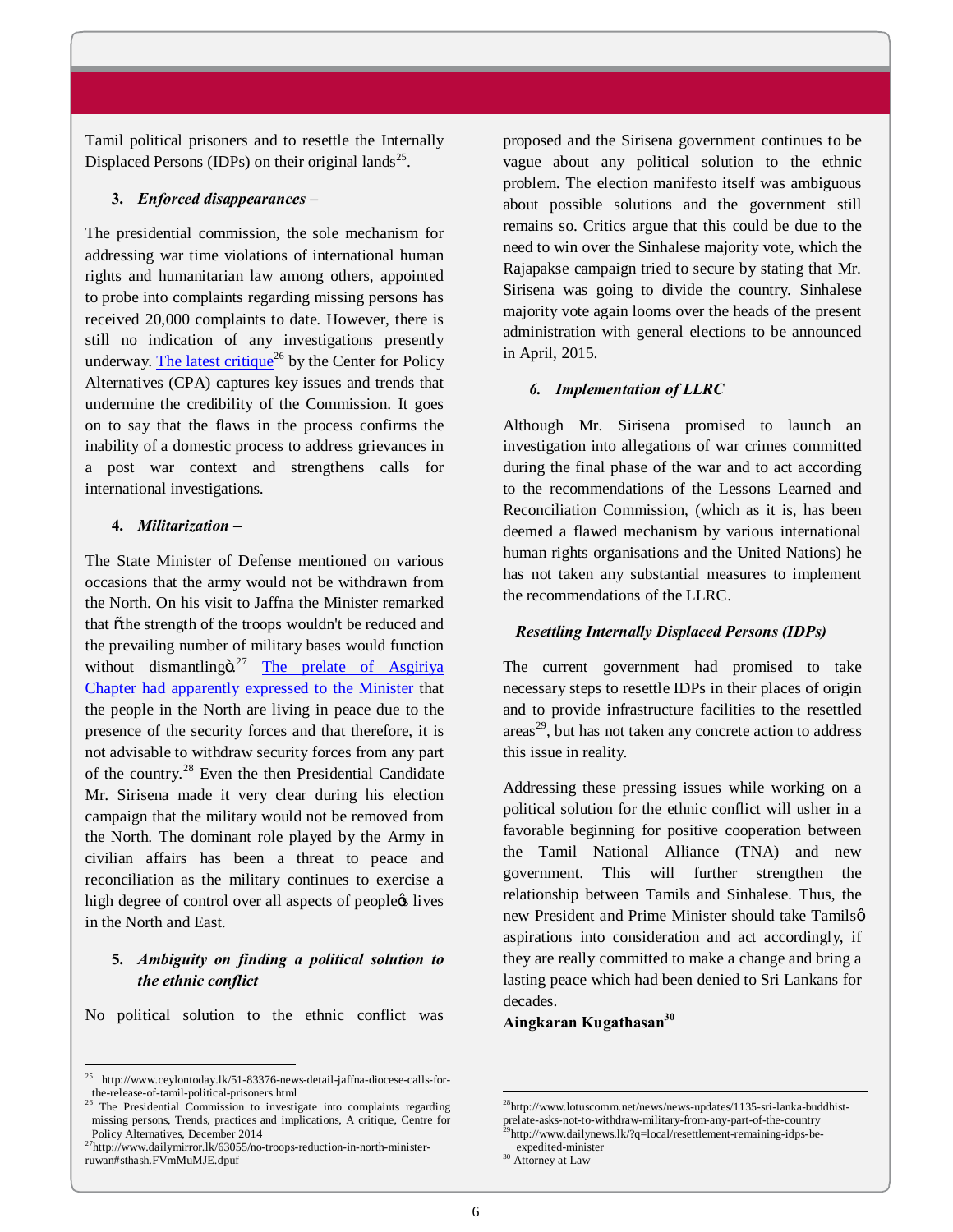Tamil political prisoners and to resettle the Internally Displaced Persons (IDPs) on their original lands[25].

3. ***Enforced disappearances –***

The presidential commission, the sole mechanism for addressing war time violations of international human rights and humanitarian law among others, appointed to probe into complaints regarding missing persons has received 20,000 complaints to date. However, there is still no indication of any investigations presently underway. The latest critique[26] by the Center for Policy Alternatives (CPA) captures key issues and trends that undermine the credibility of the Commission. It goes on to say that the flaws in the process confirms the inability of a domestic process to address grievances in a post war context and strengthens calls for international investigations.

4. ***Militarization –***

The State Minister of Defense mentioned on various occasions that the army would not be withdrawn from the North. On his visit to Jaffna the Minister remarked that "the strength of the troops wouldn't be reduced and the prevailing number of military bases would function without dismantling".[27] The prelate of Asgiriya Chapter had apparently expressed to the Minister that the people in the North are living in peace due to the presence of the security forces and that therefore, it is not advisable to withdraw security forces from any part of the country.[28] Even the then Presidential Candidate Mr. Sirisena made it very clear during his election campaign that the military would not be removed from the North. The dominant role played by the Army in civilian affairs has been a threat to peace and reconciliation as the military continues to exercise a high degree of control over all aspects of people's lives in the North and East.

5. ***Ambiguity on finding a political solution to the ethnic conflict***

No political solution to the ethnic conflict was proposed and the Sirisena government continues to be vague about any political solution to the ethnic problem. The election manifesto itself was ambiguous about possible solutions and the government still remains so. Critics argue that this could be due to the need to win over the Sinhalese majority vote, which the Rajapakse campaign tried to secure by stating that Mr. Sirisena was going to divide the country. Sinhalese majority vote again looms over the heads of the present administration with general elections to be announced in April, 2015.

6. ***Implementation of LLRC***

Although Mr. Sirisena promised to launch an investigation into allegations of war crimes committed during the final phase of the war and to act according to the recommendations of the Lessons Learned and Reconciliation Commission, (which as it is, has been deemed a flawed mechanism by various international human rights organisations and the United Nations) he has not taken any substantial measures to implement the recommendations of the LLRC.

***Resettling Internally Displaced Persons (IDPs)***

The current government had promised to take necessary steps to resettle IDPs in their places of origin and to provide infrastructure facilities to the resettled areas[29], but has not taken any concrete action to address this issue in reality.

Addressing these pressing issues while working on a political solution for the ethnic conflict will usher in a favorable beginning for positive cooperation between the Tamil National Alliance (TNA) and new government. This will further strengthen the relationship between Tamils and Sinhalese. Thus, the new President and Prime Minister should take Tamils' aspirations into consideration and act accordingly, if they are really committed to make a change and bring a lasting peace which had been denied to Sri Lankans for decades.

**Aingkaran Kugathasan**[30]

---

[25] http://www.ceylontoday.lk/51-83376-news-detail-jaffna-diocese-calls-for-the-release-of-tamil-political-prisoners.html

[26] The Presidential Commission to investigate into complaints regarding missing persons, Trends, practices and implications, A critique, Centre for Policy Alternatives, December 2014

[27] http://www.dailymirror.lk/63055/no-troops-reduction-in-north-minister-ruwan#sthash.FVmMuMJE.dpuf

[28] http://www.lotuscomm.net/news/news-updates/1135-sri-lanka-buddhist-prelate-asks-not-to-withdraw-military-from-any-part-of-the-country

[29] http://www.dailynews.lk/?q=local/resettlement-remaining-idps-be-expedited-minister

[30] Attorney at Law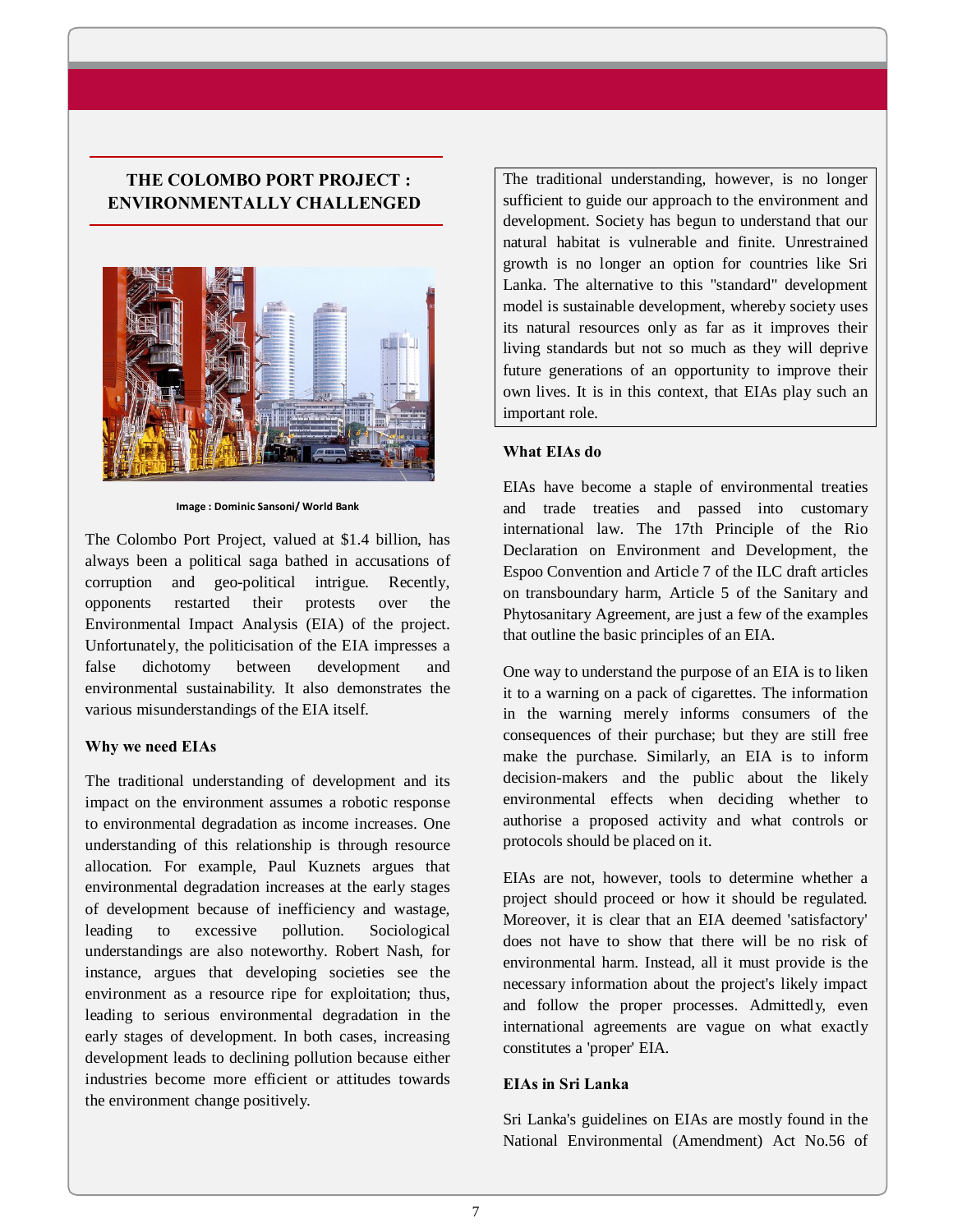## THE COLOMBO PORT PROJECT : ENVIRONMENTALLY CHALLENGED

Image : Dominic Sansoni/ World Bank

The Colombo Port Project, valued at $1.4 billion, has always been a political saga bathed in accusations of corruption and geo-political intrigue. Recently, opponents restarted their protests over the Environmental Impact Analysis (EIA) of the project. Unfortunately, the politicisation of the EIA impresses a false dichotomy between development and environmental sustainability. It also demonstrates the various misunderstandings of the EIA itself.

### Why we need EIAs

The traditional understanding of development and its impact on the environment assumes a robotic response to environmental degradation as income increases. One understanding of this relationship is through resource allocation. For example, Paul Kuznets argues that environmental degradation increases at the early stages of development because of inefficiency and wastage, leading to excessive pollution. Sociological understandings are also noteworthy. Robert Nash, for instance, argues that developing societies see the environment as a resource ripe for exploitation; thus, leading to serious environmental degradation in the early stages of development. In both cases, increasing development leads to declining pollution because either industries become more efficient or attitudes towards the environment change positively.

The traditional understanding, however, is no longer sufficient to guide our approach to the environment and development. Society has begun to understand that our natural habitat is vulnerable and finite. Unrestrained growth is no longer an option for countries like Sri Lanka. The alternative to this "standard" development model is sustainable development, whereby society uses its natural resources only as far as it improves their living standards but not so much as they will deprive future generations of an opportunity to improve their own lives. It is in this context, that EIAs play such an important role.

### What EIAs do

EIAs have become a staple of environmental treaties and trade treaties and passed into customary international law. The 17th Principle of the Rio Declaration on Environment and Development, the Espoo Convention and Article 7 of the ILC draft articles on transboundary harm, Article 5 of the Sanitary and Phytosanitary Agreement, are just a few of the examples that outline the basic principles of an EIA.

One way to understand the purpose of an EIA is to liken it to a warning on a pack of cigarettes. The information in the warning merely informs consumers of the consequences of their purchase; but they are still free make the purchase. Similarly, an EIA is to inform decision-makers and the public about the likely environmental effects when deciding whether to authorise a proposed activity and what controls or protocols should be placed on it.

EIAs are not, however, tools to determine whether a project should proceed or how it should be regulated. Moreover, it is clear that an EIA deemed 'satisfactory' does not have to show that there will be no risk of environmental harm. Instead, all it must provide is the necessary information about the project's likely impact and follow the proper processes. Admittedly, even international agreements are vague on what exactly constitutes a 'proper' EIA.

### EIAs in Sri Lanka

Sri Lanka's guidelines on EIAs are mostly found in the National Environmental (Amendment) Act No.56 of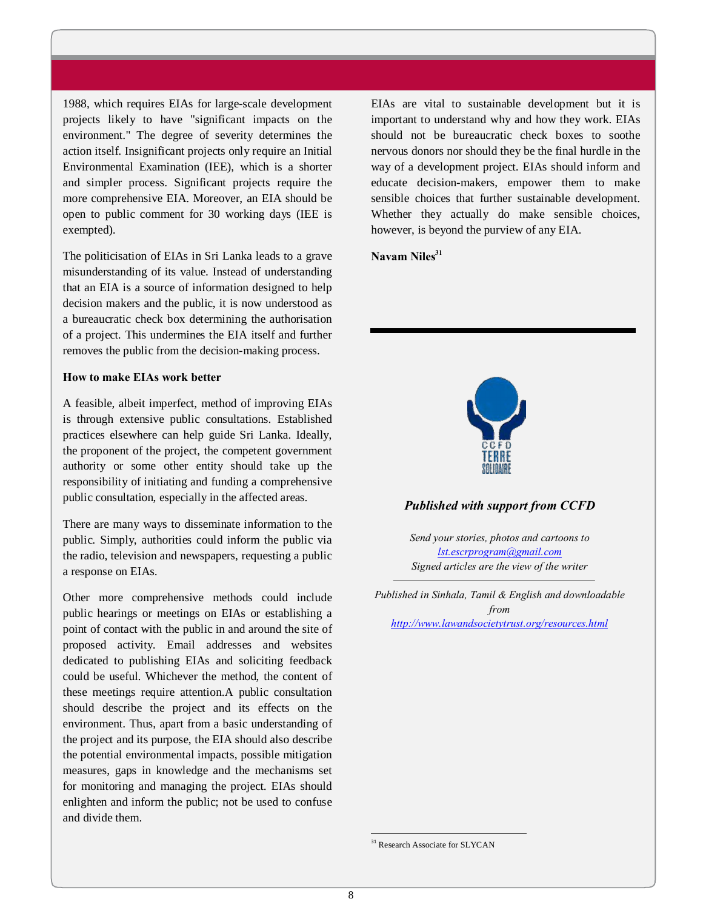1988, which requires EIAs for large-scale development projects likely to have "significant impacts on the environment." The degree of severity determines the action itself. Insignificant projects only require an Initial Environmental Examination (IEE), which is a shorter and simpler process. Significant projects require the more comprehensive EIA. Moreover, an EIA should be open to public comment for 30 working days (IEE is exempted).

The politicisation of EIAs in Sri Lanka leads to a grave misunderstanding of its value. Instead of understanding that an EIA is a source of information designed to help decision makers and the public, it is now understood as a bureaucratic check box determining the authorisation of a project. This undermines the EIA itself and further removes the public from the decision-making process.

**How to make EIAs work better**

A feasible, albeit imperfect, method of improving EIAs is through extensive public consultations. Established practices elsewhere can help guide Sri Lanka. Ideally, the proponent of the project, the competent government authority or some other entity should take up the responsibility of initiating and funding a comprehensive public consultation, especially in the affected areas.

There are many ways to disseminate information to the public. Simply, authorities could inform the public via the radio, television and newspapers, requesting a public a response on EIAs.

Other more comprehensive methods could include public hearings or meetings on EIAs or establishing a point of contact with the public in and around the site of proposed activity. Email addresses and websites dedicated to publishing EIAs and soliciting feedback could be useful. Whichever the method, the content of these meetings require attention.A public consultation should describe the project and its effects on the environment. Thus, apart from a basic understanding of the project and its purpose, the EIA should also describe the potential environmental impacts, possible mitigation measures, gaps in knowledge and the mechanisms set for monitoring and managing the project. EIAs should enlighten and inform the public; not be used to confuse and divide them.

EIAs are vital to sustainable development but it is important to understand why and how they work. EIAs should not be bureaucratic check boxes to soothe nervous donors nor should they be the final hurdle in the way of a development project. EIAs should inform and educate decision-makers, empower them to make sensible choices that further sustainable development. Whether they actually do make sensible choices, however, is beyond the purview of any EIA.

**Navam Niles**[31]

---

CCFD TERRE SOLIDAIRE

***Published with support from CCFD***

*Send your stories, photos and cartoons to*
*lst.escrprogram@gmail.com*
*Signed articles are the view of the writer*

*Published in Sinhala, Tamil & English and downloadable from*
*http://www.lawandsocietytrust.org/resources.html*

---

[31] Research Associate for SLYCAN